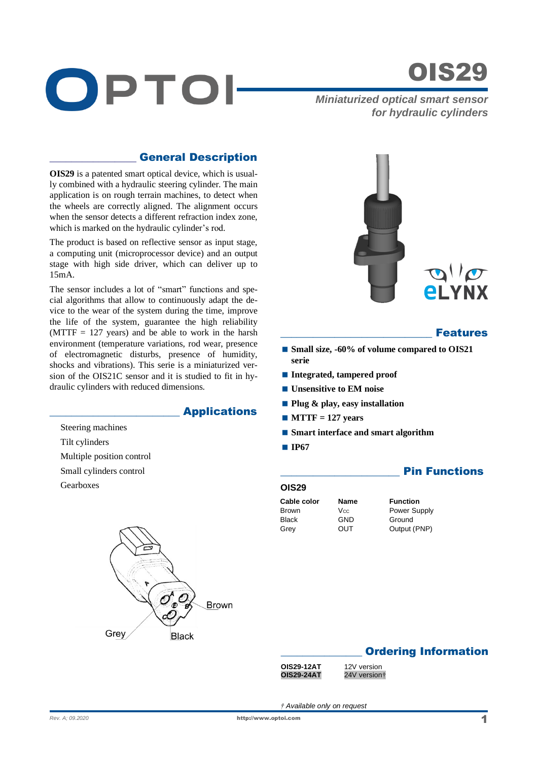# OIS29

*Miniaturized optical smart sensor for hydraulic cylinders*

## General Description

**OIS29** is a patented smart optical device, which is usually combined with a hydraulic steering cylinder. The main application is on rough terrain machines, to detect when the wheels are correctly aligned. The alignment occurs when the sensor detects a different refraction index zone, which is marked on the hydraulic cylinder's rod.

The product is based on reflective sensor as input stage, a computing unit (microprocessor device) and an output stage with high side driver, which can deliver up to 15mA.

The sensor includes a lot of "smart" functions and special algorithms that allow to continuously adapt the device to the wear of the system during the time, improve the life of the system, guarantee the high reliability (MTTF = 127 years) and be able to work in the harsh environment (temperature variations, rod wear, presence of electromagnetic disturbs, presence of humidity, shocks and vibrations). This serie is a miniaturized version of the OIS21C sensor and it is studied to fit in hydraulic cylinders with reduced dimensions.

## Applications

- Steering machines
- Tilt cylinders
- Multiple position control
- Small cylinders control
- Gearboxes

Brown

Grey

Black

## Features

- **Small size, -60% of volume compared to OIS21 serie**
- **Integrated, tampered proof**
- **Unsensitive to EM noise**
- **Plug & play, easy installation**
- **MTTF = 127 years**
- **Smart interface and smart algorithm**
- **IP67**

## Pin Functions

### OIS29

| Cable color | Name | Function |
|---|---|---|
| Brown | $V_{CC}$ | Power Supply |
| Black | GND | Ground |
| Grey | OUT | Output (PNP) |

## Ordering Information

| | |
|---|---|
| **OIS29-12AT** | 12V version |
| **OIS29-24AT** | 24V version† |

*† Available only on request*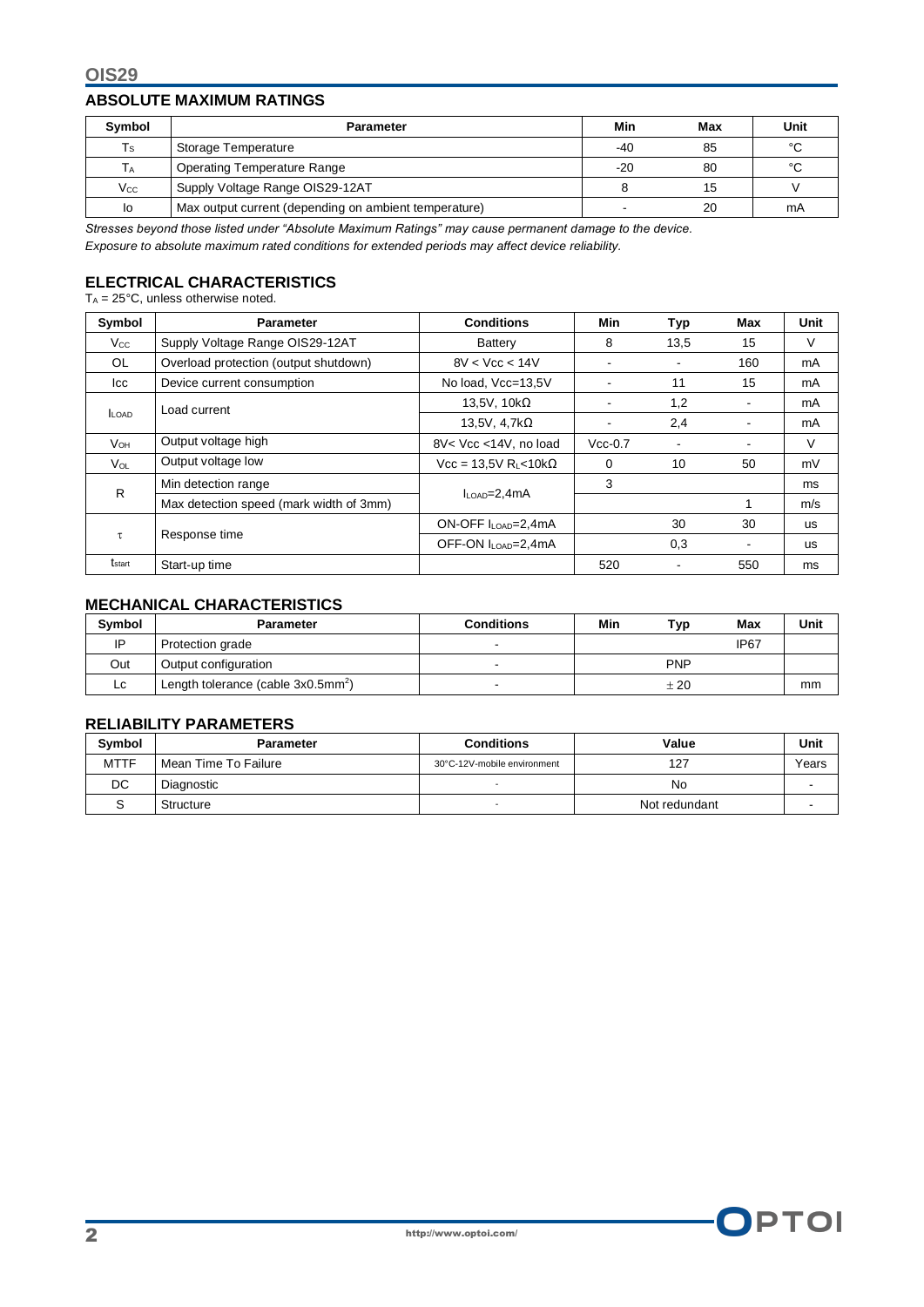## ABSOLUTE MAXIMUM RATINGS

| Symbol | Parameter | Min | Max | Unit |
|---|---|---|---|---|
| $T_S$ | Storage Temperature | -40 | 85 | °C |
| $T_A$ | Operating Temperature Range | -20 | 80 | °C |
| $V_{CC}$ | Supply Voltage Range OIS29-12AT | 8 | 15 | V |
| Io | Max output current (depending on ambient temperature) | - | 20 | mA |

*Stresses beyond those listed under "Absolute Maximum Ratings" may cause permanent damage to the device.*
*Exposure to absolute maximum rated conditions for extended periods may affect device reliability.*

## ELECTRICAL CHARACTERISTICS

$T_A$ = 25°C, unless otherwise noted.

| Symbol | Parameter | Conditions | Min | Typ | Max | Unit |
|---|---|---|---|---|---|---|
| $V_{CC}$ | Supply Voltage Range OIS29-12AT | Battery | 8 | 13,5 | 15 | V |
| OL | Overload protection (output shutdown) | 8V < Vcc < 14V | - | - | 160 | mA |
| Icc | Device current consumption | No load, Vcc=13,5V | - | 11 | 15 | mA |
| $I_{LOAD}$ | Load current | 13,5V, 10kΩ | - | 1,2 | - | mA |
| | | 13,5V, 4,7kΩ | - | 2,4 | - | mA |
| $V_{OH}$ | Output voltage high | 8V< Vcc <14V, no load | Vcc-0.7 | - | - | V |
| $V_{OL}$ | Output voltage low | Vcc = 13,5V $R_L$<10kΩ | 0 | 10 | 50 | mV |
| R | Min detection range | $I_{LOAD}$=2,4mA | 3 | | | ms |
| | Max detection speed (mark width of 3mm) | | | | 1 | m/s |
| τ | Response time | ON-OFF $I_{LOAD}$=2,4mA | | 30 | 30 | us |
| | | OFF-ON $I_{LOAD}$=2,4mA | | 0,3 | - | us |
| $t_{start}$ | Start-up time | | 520 | - | 550 | ms |

## MECHANICAL CHARACTERISTICS

| Symbol | Parameter | Conditions | Min | Typ | Max | Unit |
|---|---|---|---|---|---|---|
| IP | Protection grade | - | | | IP67 | |
| Out | Output configuration | - | | PNP | | |
| Lc | Length tolerance (cable 3x0.5mm²) | - | | ± 20 | | mm |

## RELIABILITY PARAMETERS

| Symbol | Parameter | Conditions | Value | Unit |
|---|---|---|---|---|
| MTTF | Mean Time To Failure | 30°C-12V-mobile environment | 127 | Years |
| DC | Diagnostic | - | No | - |
| S | Structure | - | Not redundant | - |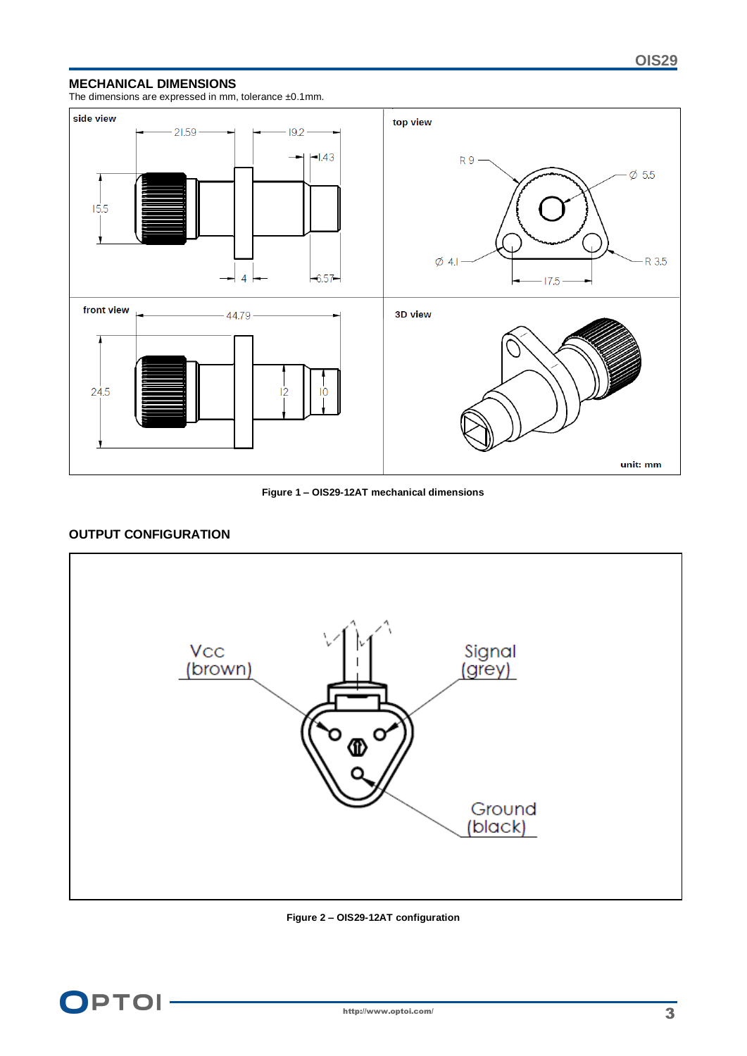## MECHANICAL DIMENSIONS

The dimensions are expressed in mm, tolerance ±0.1mm.

Figure 1 – OIS29-12AT mechanical dimensions

## OUTPUT CONFIGURATION

Figure 2 – OIS29-12AT configuration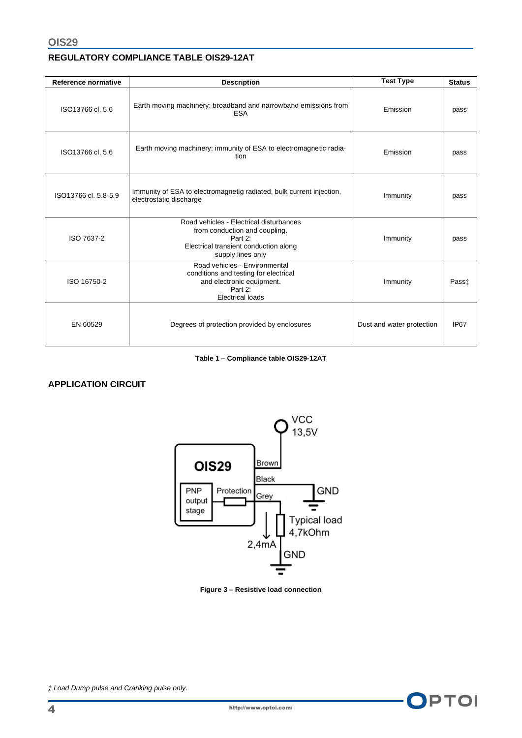## REGULATORY COMPLIANCE TABLE OIS29-12AT

| Reference normative | Description | Test Type | Status |
|---|---|---|---|
| ISO13766 cl. 5.6 | Earth moving machinery: broadband and narrowband emissions from ESA | Emission | pass |
| ISO13766 cl. 5.6 | Earth moving machinery: immunity of ESA to electromagnetic radiation | Emission | pass |
| ISO13766 cl. 5.8-5.9 | Immunity of ESA to electromagnetig radiated, bulk current injection, electrostatic discharge | Immunity | pass |
| ISO 7637-2 | Road vehicles - Electrical disturbances from conduction and coupling. Part 2: Electrical transient conduction along supply lines only | Immunity | pass |
| ISO 16750-2 | Road vehicles - Environmental conditions and testing for electrical and electronic equipment. Part 2: Electrical loads | Immunity | Pass‡ |
| EN 60529 | Degrees of protection provided by enclosures | Dust and water protection | IP67 |

**Table 1 – Compliance table OIS29-12AT**

## APPLICATION CIRCUIT

**Figure 3 – Resistive load connection**

‡ *Load Dump pulse and Cranking pulse only.*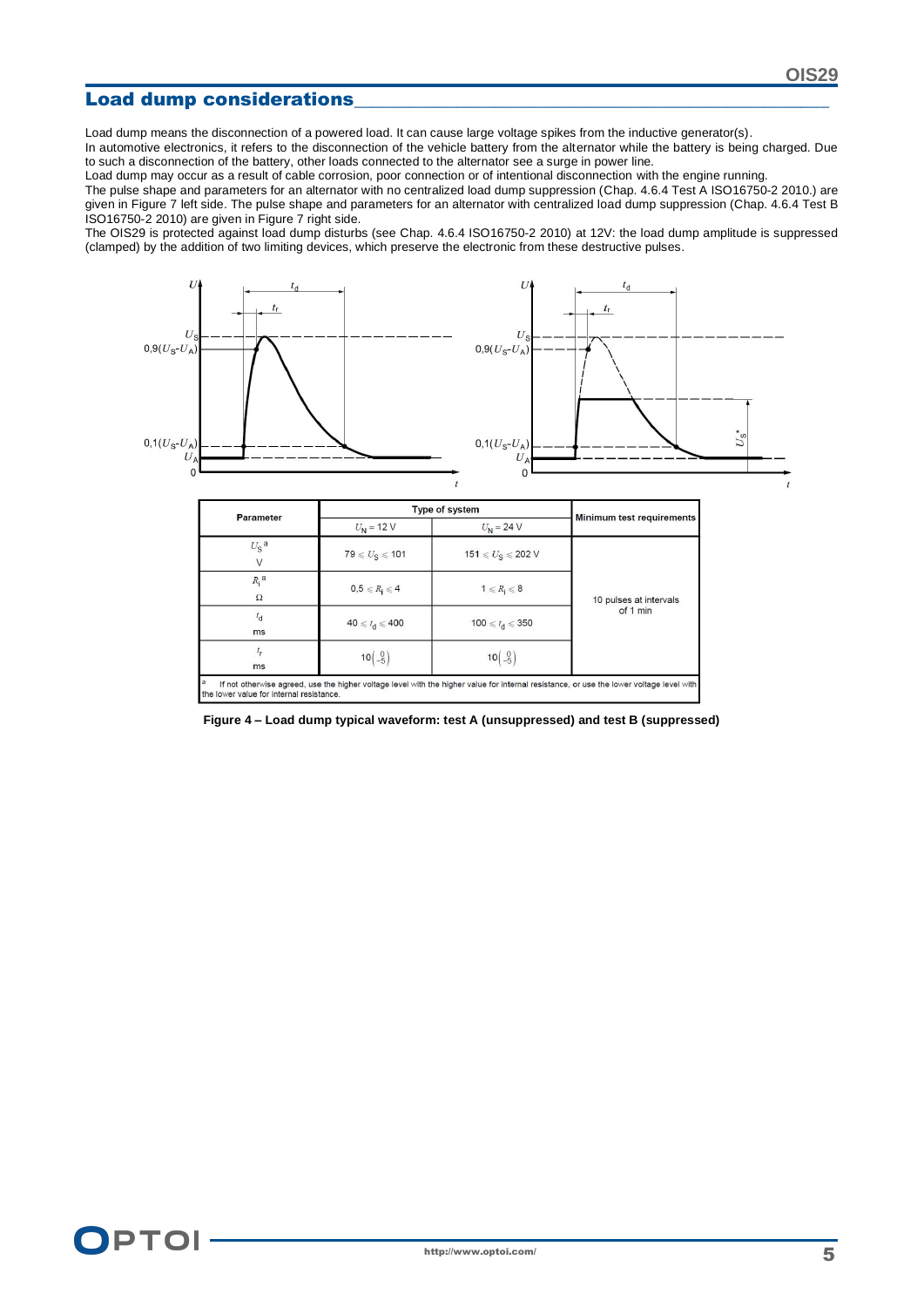## Load dump considerations

Load dump means the disconnection of a powered load. It can cause large voltage spikes from the inductive generator(s).
In automotive electronics, it refers to the disconnection of the vehicle battery from the alternator while the battery is being charged. Due to such a disconnection of the battery, other loads connected to the alternator see a surge in power line.
Load dump may occur as a result of cable corrosion, poor connection or of intentional disconnection with the engine running.
The pulse shape and parameters for an alternator with no centralized load dump suppression (Chap. 4.6.4 Test A ISO16750-2 2010.) are given in Figure 7 left side. The pulse shape and parameters for an alternator with centralized load dump suppression (Chap. 4.6.4 Test B ISO16750-2 2010) are given in Figure 7 right side.
The OIS29 is protected against load dump disturbs (see Chap. 4.6.4 ISO16750-2 2010) at 12V: the load dump amplitude is suppressed (clamped) by the addition of two limiting devices, which preserve the electronic from these destructive pulses.

U
$t_d$
$t_r$
$U_S$
$0{,}9(U_S - U_A)$
$0{,}1(U_S - U_A)$
$U_A$
0
t

U
$t_d$
$t_r$
$U_S$
$0{,}9(U_S - U_A)$
$0{,}1(U_S - U_A)$
$U_A$
0
$U_S^*$
t

| Parameter | Type of system | | Minimum test requirements |
|---|---|---|---|
| | $U_N = 12$ V | $U_N = 24$ V | |
| $U_S$ [a] V | $79 \leqslant U_S \leqslant 101$ | $151 \leqslant U_S \leqslant 202$ V | 10 pulses at intervals of 1 min |
| $R_i$ [a] Ω | $0{,}5 \leqslant R_i \leqslant 4$ | $1 \leqslant R_i \leqslant 8$ | |
| $t_d$ ms | $40 \leqslant t_d \leqslant 400$ | $100 \leqslant t_d \leqslant 350$ | |
| $t_r$ ms | $10\left(\begin{smallmatrix}0\\-5\end{smallmatrix}\right)$ | $10\left(\begin{smallmatrix}0\\-5\end{smallmatrix}\right)$ | |

[a] If not otherwise agreed, use the higher voltage level with the higher value for internal resistance, or use the lower voltage level with the lower value for internal resistance.

**Figure 4 – Load dump typical waveform: test A (unsuppressed) and test B (suppressed)**